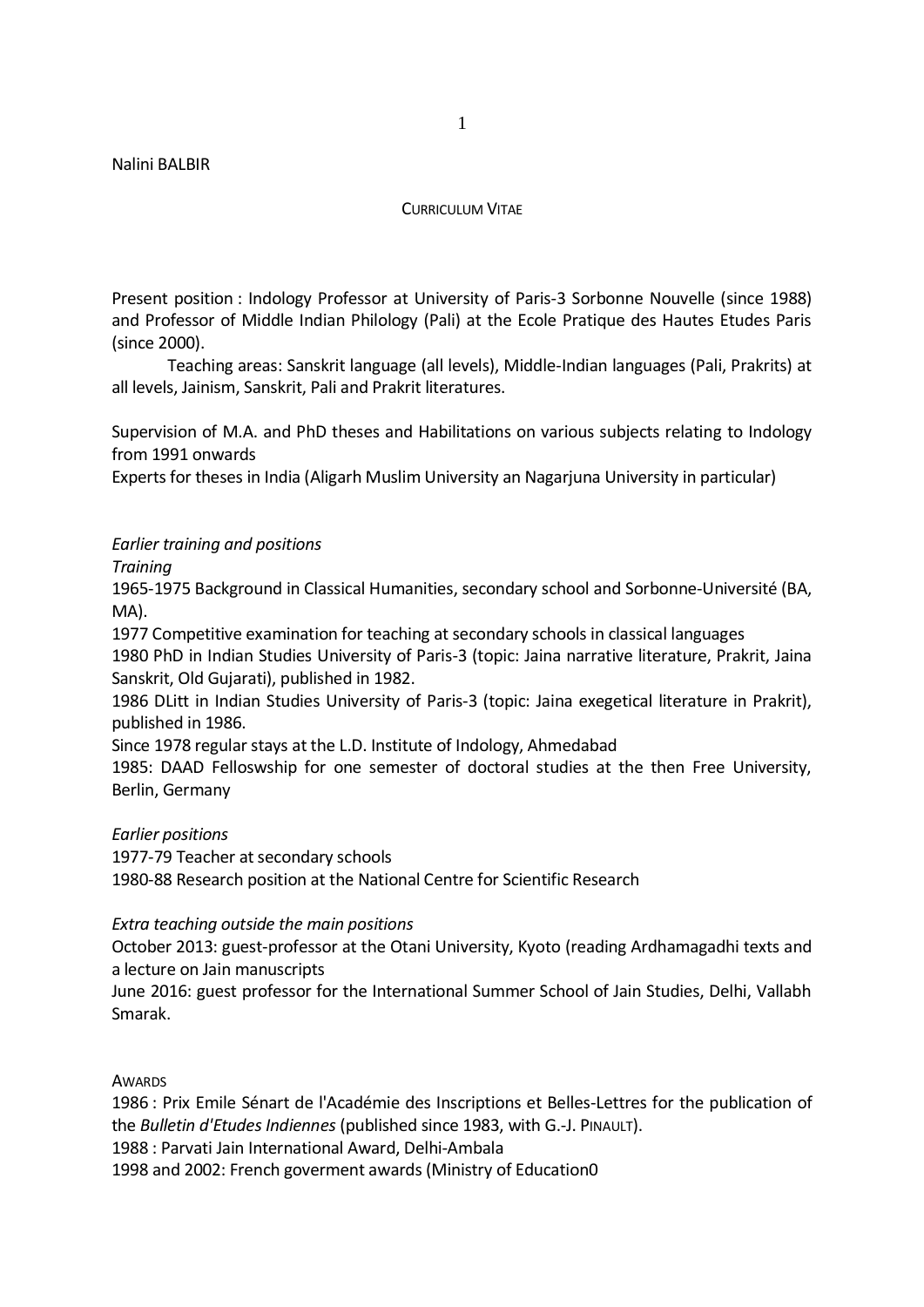Nalini BALBIR

## CURRICULUM VITAE

Present position : Indology Professor at University of Paris-3 Sorbonne Nouvelle (since 1988) and Professor of Middle Indian Philology (Pali) at the Ecole Pratique des Hautes Etudes Paris (since 2000).

Teaching areas: Sanskrit language (all levels), Middle-Indian languages (Pali, Prakrits) at all levels, Jainism, Sanskrit, Pali and Prakrit literatures.

Supervision of M.A. and PhD theses and Habilitations on various subjects relating to Indology from 1991 onwards
Experts for theses in India (Aligarh Muslim University an Nagarjuna University in particular)

*Earlier training and positions*

*Training*

1965-1975 Background in Classical Humanities, secondary school and Sorbonne-Université (BA, MA).
1977 Competitive examination for teaching at secondary schools in classical languages
1980 PhD in Indian Studies University of Paris-3 (topic: Jaina narrative literature, Prakrit, Jaina Sanskrit, Old Gujarati), published in 1982.
1986 DLitt in Indian Studies University of Paris-3 (topic: Jaina exegetical literature in Prakrit), published in 1986.
Since 1978 regular stays at the L.D. Institute of Indology, Ahmedabad
1985: DAAD Felloswship for one semester of doctoral studies at the then Free University, Berlin, Germany

*Earlier positions*

1977-79 Teacher at secondary schools
1980-88 Research position at the National Centre for Scientific Research

*Extra teaching outside the main positions*

October 2013: guest-professor at the Otani University, Kyoto (reading Ardhamagadhi texts and a lecture on Jain manuscripts
June 2016: guest professor for the International Summer School of Jain Studies, Delhi, Vallabh Smarak.

## AWARDS

1986 : Prix Emile Sénart de l'Académie des Inscriptions et Belles-Lettres for the publication of the *Bulletin d'Etudes Indiennes* (published since 1983, with G.-J. PINAULT).
1988 : Parvati Jain International Award, Delhi-Ambala
1998 and 2002: French goverment awards (Ministry of Education0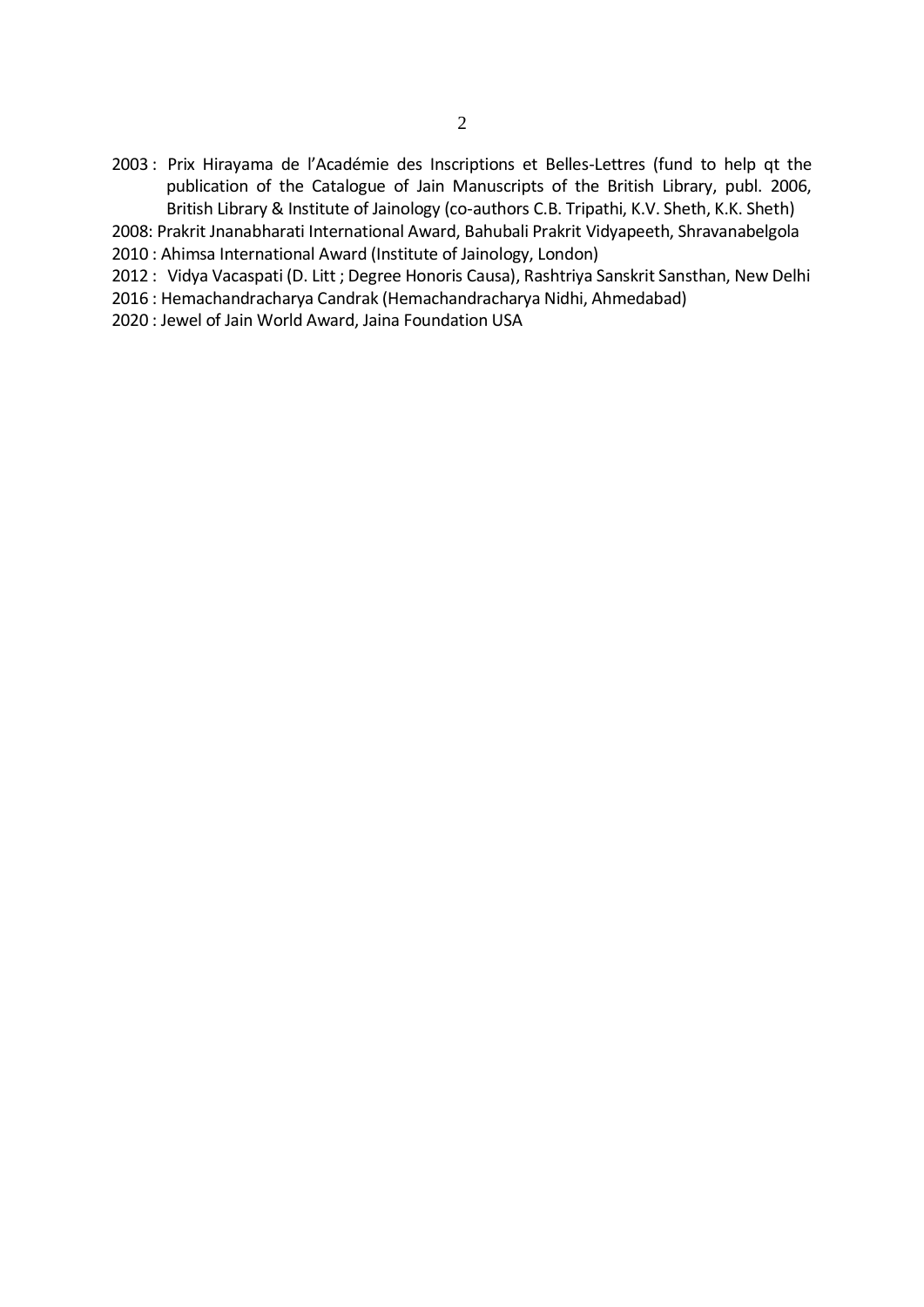2003 : Prix Hirayama de l'Académie des Inscriptions et Belles-Lettres (fund to help qt the publication of the Catalogue of Jain Manuscripts of the British Library, publ. 2006, British Library & Institute of Jainology (co-authors C.B. Tripathi, K.V. Sheth, K.K. Sheth)

2008: Prakrit Jnanabharati International Award, Bahubali Prakrit Vidyapeeth, Shravanabelgola

2010 : Ahimsa International Award (Institute of Jainology, London)

2012 : Vidya Vacaspati (D. Litt ; Degree Honoris Causa), Rashtriya Sanskrit Sansthan, New Delhi

2016 : Hemachandracharya Candrak (Hemachandracharya Nidhi, Ahmedabad)

2020 : Jewel of Jain World Award, Jaina Foundation USA